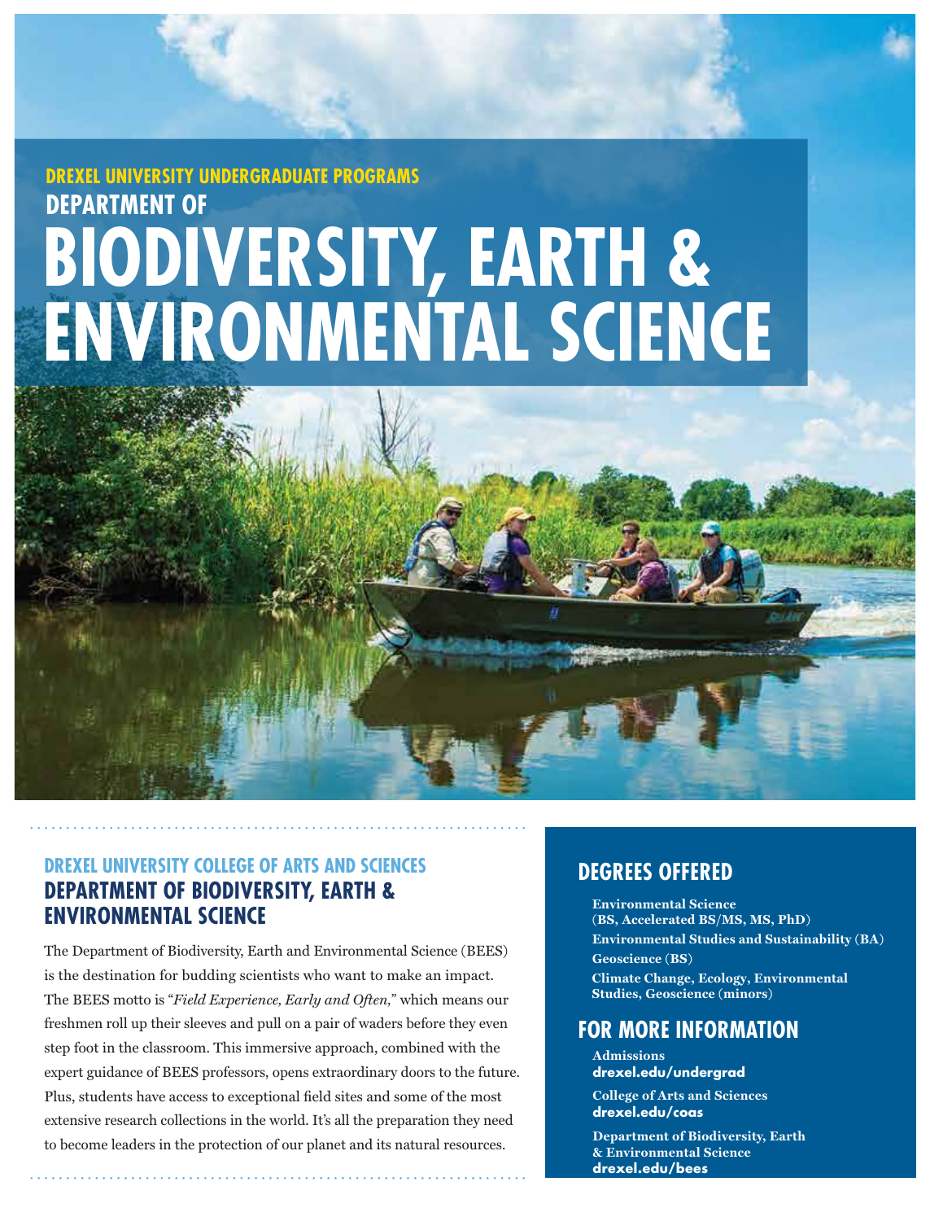DREXEL UNIVERSITY UNDERGRADUATE PROGRAMS

# DEPARTMENT OF BIODIVERSITY, EARTH & ENVIRONMENTAL SCIENCE

DREXEL UNIVERSITY COLLEGE OF ARTS AND SCIENCES

## DEPARTMENT OF BIODIVERSITY, EARTH & ENVIRONMENTAL SCIENCE

The Department of Biodiversity, Earth and Environmental Science (BEES) is the destination for budding scientists who want to make an impact. The BEES motto is "*Field Experience, Early and Often,*" which means our freshmen roll up their sleeves and pull on a pair of waders before they even step foot in the classroom. This immersive approach, combined with the expert guidance of BEES professors, opens extraordinary doors to the future. Plus, students have access to exceptional field sites and some of the most extensive research collections in the world. It's all the preparation they need to become leaders in the protection of our planet and its natural resources.

## DEGREES OFFERED

**Environmental Science (BS, Accelerated BS/MS, MS, PhD)**

**Environmental Studies and Sustainability (BA)**

**Geoscience (BS)**

**Climate Change, Ecology, Environmental Studies, Geoscience (minors)**

## FOR MORE INFORMATION

**Admissions**
**drexel.edu/undergrad**

**College of Arts and Sciences**
**drexel.edu/coas**

**Department of Biodiversity, Earth & Environmental Science**
**drexel.edu/bees**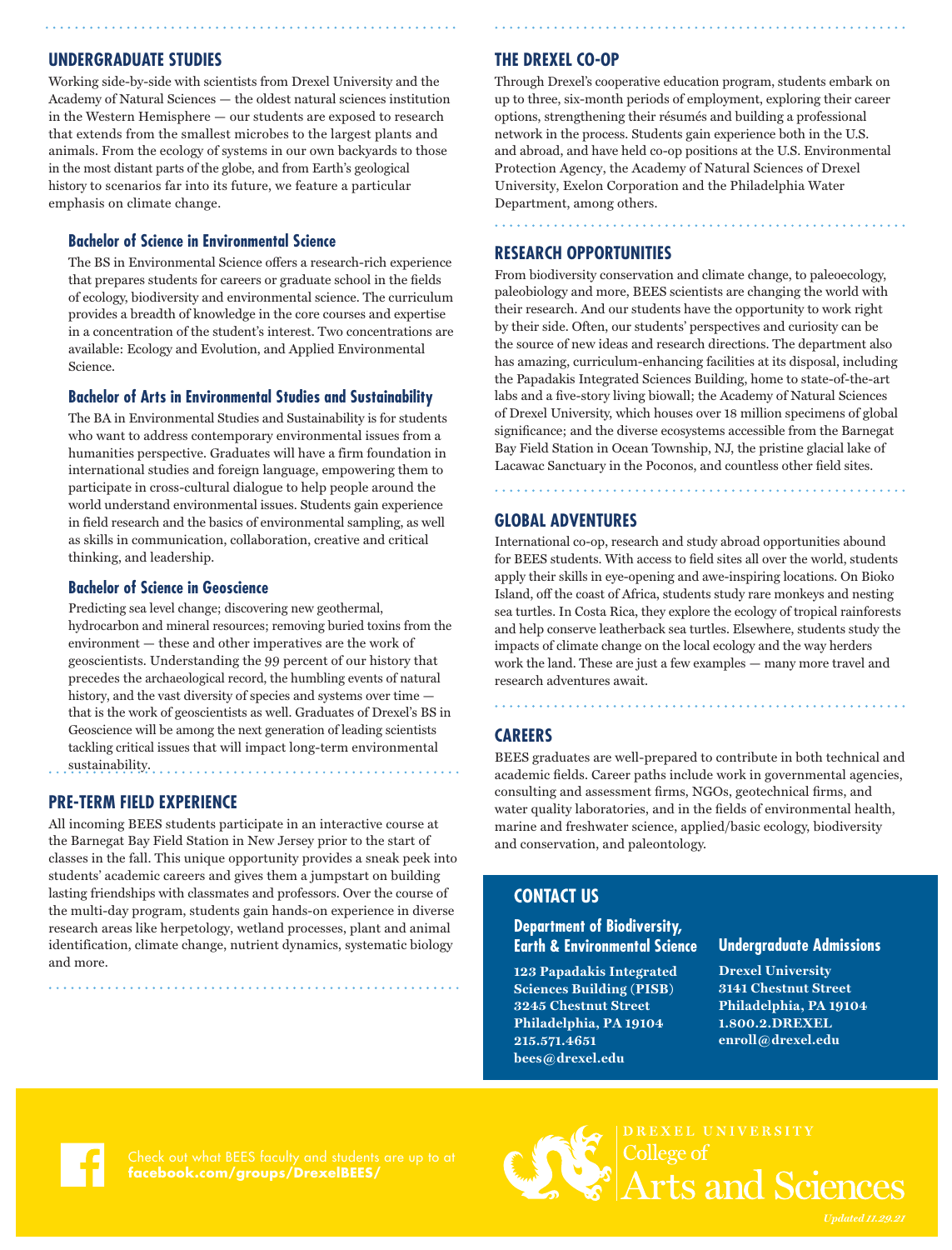## UNDERGRADUATE STUDIES

Working side-by-side with scientists from Drexel University and the Academy of Natural Sciences — the oldest natural sciences institution in the Western Hemisphere — our students are exposed to research that extends from the smallest microbes to the largest plants and animals. From the ecology of systems in our own backyards to those in the most distant parts of the globe, and from Earth's geological history to scenarios far into its future, we feature a particular emphasis on climate change.

### Bachelor of Science in Environmental Science

The BS in Environmental Science offers a research-rich experience that prepares students for careers or graduate school in the fields of ecology, biodiversity and environmental science. The curriculum provides a breadth of knowledge in the core courses and expertise in a concentration of the student's interest. Two concentrations are available: Ecology and Evolution, and Applied Environmental Science.

### Bachelor of Arts in Environmental Studies and Sustainability

The BA in Environmental Studies and Sustainability is for students who want to address contemporary environmental issues from a humanities perspective. Graduates will have a firm foundation in international studies and foreign language, empowering them to participate in cross-cultural dialogue to help people around the world understand environmental issues. Students gain experience in field research and the basics of environmental sampling, as well as skills in communication, collaboration, creative and critical thinking, and leadership.

### Bachelor of Science in Geoscience

Predicting sea level change; discovering new geothermal, hydrocarbon and mineral resources; removing buried toxins from the environment — these and other imperatives are the work of geoscientists. Understanding the 99 percent of our history that precedes the archaeological record, the humbling events of natural history, and the vast diversity of species and systems over time — that is the work of geoscientists as well. Graduates of Drexel's BS in Geoscience will be among the next generation of leading scientists tackling critical issues that will impact long-term environmental sustainability.

## PRE-TERM FIELD EXPERIENCE

All incoming BEES students participate in an interactive course at the Barnegat Bay Field Station in New Jersey prior to the start of classes in the fall. This unique opportunity provides a sneak peek into students' academic careers and gives them a jumpstart on building lasting friendships with classmates and professors. Over the course of the multi-day program, students gain hands-on experience in diverse research areas like herpetology, wetland processes, plant and animal identification, climate change, nutrient dynamics, systematic biology and more.

## THE DREXEL CO-OP

Through Drexel's cooperative education program, students embark on up to three, six-month periods of employment, exploring their career options, strengthening their résumés and building a professional network in the process. Students gain experience both in the U.S. and abroad, and have held co-op positions at the U.S. Environmental Protection Agency, the Academy of Natural Sciences of Drexel University, Exelon Corporation and the Philadelphia Water Department, among others.

## RESEARCH OPPORTUNITIES

From biodiversity conservation and climate change, to paleoecology, paleobiology and more, BEES scientists are changing the world with their research. And our students have the opportunity to work right by their side. Often, our students' perspectives and curiosity can be the source of new ideas and research directions. The department also has amazing, curriculum-enhancing facilities at its disposal, including the Papadakis Integrated Sciences Building, home to state-of-the-art labs and a five-story living biowall; the Academy of Natural Sciences of Drexel University, which houses over 18 million specimens of global significance; and the diverse ecosystems accessible from the Barnegat Bay Field Station in Ocean Township, NJ, the pristine glacial lake of Lacawac Sanctuary in the Poconos, and countless other field sites.

## GLOBAL ADVENTURES

International co-op, research and study abroad opportunities abound for BEES students. With access to field sites all over the world, students apply their skills in eye-opening and awe-inspiring locations. On Bioko Island, off the coast of Africa, students study rare monkeys and nesting sea turtles. In Costa Rica, they explore the ecology of tropical rainforests and help conserve leatherback sea turtles. Elsewhere, students study the impacts of climate change on the local ecology and the way herders work the land. These are just a few examples — many more travel and research adventures await.

## CAREERS

BEES graduates are well-prepared to contribute in both technical and academic fields. Career paths include work in governmental agencies, consulting and assessment firms, NGOs, geotechnical firms, and water quality laboratories, and in the fields of environmental health, marine and freshwater science, applied/basic ecology, biodiversity and conservation, and paleontology.

## CONTACT US

### Department of Biodiversity, Earth & Environmental Science

**123 Papadakis Integrated Sciences Building (PISB)**
**3245 Chestnut Street**
**Philadelphia, PA 19104**
**215.571.4651**
**bees@drexel.edu**

### Undergraduate Admissions

**Drexel University**
**3141 Chestnut Street**
**Philadelphia, PA 19104**
**1.800.2.DREXEL**
**enroll@drexel.edu**

Check out what BEES faculty and students are up to at **facebook.com/groups/DrexelBEES/**

DREXEL UNIVERSITY College of Arts and Sciences

*Updated 11.29.21*